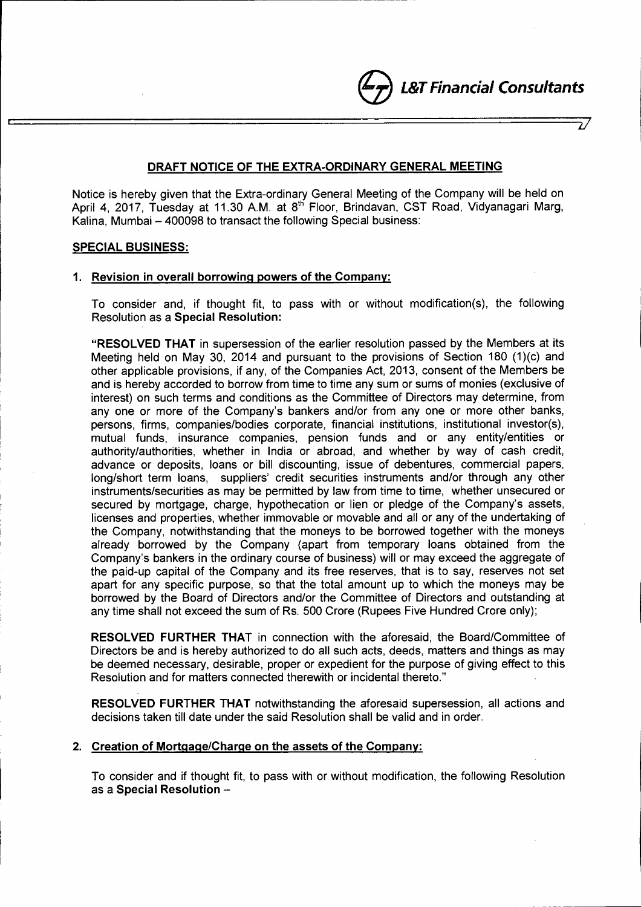L&T Financial Consultants

## DRAFT NOTICE OF THE EXTRA-ORDINARY GENERAL MEETING

Notice is hereby given that the Extra-ordinary General Meeting of the Company will be held on April 4, 2017, Tuesday at 11.30 A.M. at 8th Floor, Brindavan, CST Road, Vidyanagari Marg, Kalina, Mumbai – 400098 to transact the following Special business:

### SPECIAL BUSINESS:

#### 1. Revision in overall borrowing powers of the Company:

To consider and, if thought fit, to pass with or without modification(s), the following Resolution as a **Special Resolution:**

"**RESOLVED THAT** in supersession of the earlier resolution passed by the Members at its Meeting held on May 30, 2014 and pursuant to the provisions of Section 180 (1)(c) and other applicable provisions, if any, of the Companies Act, 2013, consent of the Members be and is hereby accorded to borrow from time to time any sum or sums of monies (exclusive of interest) on such terms and conditions as the Committee of Directors may determine, from any one or more of the Company's bankers and/or from any one or more other banks, persons, firms, companies/bodies corporate, financial institutions, institutional investor(s), mutual funds, insurance companies, pension funds and or any entity/entities or authority/authorities, whether in India or abroad, and whether by way of cash credit, advance or deposits, loans or bill discounting, issue of debentures, commercial papers, long/short term loans, suppliers' credit securities instruments and/or through any other instruments/securities as may be permitted by law from time to time, whether unsecured or secured by mortgage, charge, hypothecation or lien or pledge of the Company's assets, licenses and properties, whether immovable or movable and all or any of the undertaking of the Company, notwithstanding that the moneys to be borrowed together with the moneys already borrowed by the Company (apart from temporary loans obtained from the Company's bankers in the ordinary course of business) will or may exceed the aggregate of the paid-up capital of the Company and its free reserves, that is to say, reserves not set apart for any specific purpose, so that the total amount up to which the moneys may be borrowed by the Board of Directors and/or the Committee of Directors and outstanding at any time shall not exceed the sum of Rs. 500 Crore (Rupees Five Hundred Crore only);

**RESOLVED FURTHER THAT** in connection with the aforesaid, the Board/Committee of Directors be and is hereby authorized to do all such acts, deeds, matters and things as may be deemed necessary, desirable, proper or expedient for the purpose of giving effect to this Resolution and for matters connected therewith or incidental thereto."

**RESOLVED FURTHER THAT** notwithstanding the aforesaid supersession, all actions and decisions taken till date under the said Resolution shall be valid and in order.

#### 2. Creation of Mortgage/Charge on the assets of the Company:

To consider and if thought fit, to pass with or without modification, the following Resolution as a **Special Resolution** –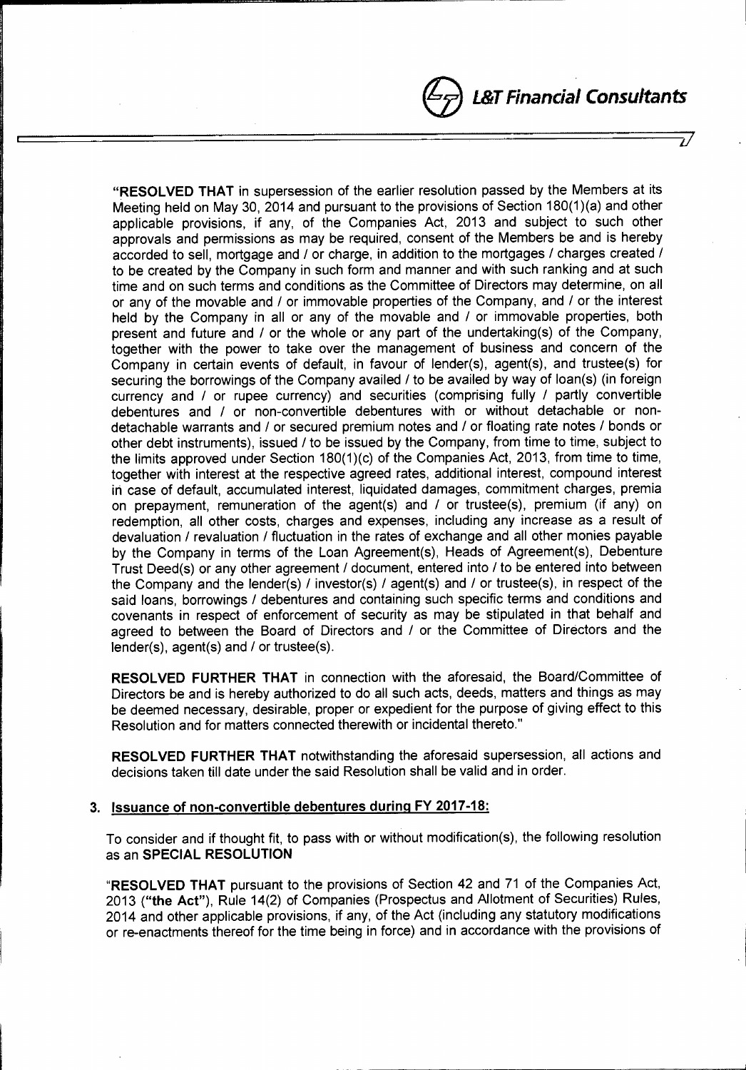**"RESOLVED THAT** in supersession of the earlier resolution passed by the Members at its Meeting held on May 30, 2014 and pursuant to the provisions of Section 180(1)(a) and other applicable provisions, if any, of the Companies Act, 2013 and subject to such other approvals and permissions as may be required, consent of the Members be and is hereby accorded to sell, mortgage and / or charge, in addition to the mortgages / charges created / to be created by the Company in such form and manner and with such ranking and at such time and on such terms and conditions as the Committee of Directors may determine, on all or any of the movable and / or immovable properties of the Company, and / or the interest held by the Company in all or any of the movable and / or immovable properties, both present and future and / or the whole or any part of the undertaking(s) of the Company, together with the power to take over the management of business and concern of the Company in certain events of default, in favour of lender(s), agent(s), and trustee(s) for securing the borrowings of the Company availed / to be availed by way of loan(s) (in foreign currency and / or rupee currency) and securities (comprising fully / partly convertible debentures and / or non-convertible debentures with or without detachable or non-detachable warrants and / or secured premium notes and / or floating rate notes / bonds or other debt instruments), issued / to be issued by the Company, from time to time, subject to the limits approved under Section 180(1)(c) of the Companies Act, 2013, from time to time, together with interest at the respective agreed rates, additional interest, compound interest in case of default, accumulated interest, liquidated damages, commitment charges, premia on prepayment, remuneration of the agent(s) and / or trustee(s), premium (if any) on redemption, all other costs, charges and expenses, including any increase as a result of devaluation / revaluation / fluctuation in the rates of exchange and all other monies payable by the Company in terms of the Loan Agreement(s), Heads of Agreement(s), Debenture Trust Deed(s) or any other agreement / document, entered into / to be entered into between the Company and the lender(s) / investor(s) / agent(s) and / or trustee(s), in respect of the said loans, borrowings / debentures and containing such specific terms and conditions and covenants in respect of enforcement of security as may be stipulated in that behalf and agreed to between the Board of Directors and / or the Committee of Directors and the lender(s), agent(s) and / or trustee(s).

**RESOLVED FURTHER THAT** in connection with the aforesaid, the Board/Committee of Directors be and is hereby authorized to do all such acts, deeds, matters and things as may be deemed necessary, desirable, proper or expedient for the purpose of giving effect to this Resolution and for matters connected therewith or incidental thereto."

**RESOLVED FURTHER THAT** notwithstanding the aforesaid supersession, all actions and decisions taken till date under the said Resolution shall be valid and in order.

### 3. Issuance of non-convertible debentures during FY 2017-18:

To consider and if thought fit, to pass with or without modification(s), the following resolution as an **SPECIAL RESOLUTION**

"**RESOLVED THAT** pursuant to the provisions of Section 42 and 71 of the Companies Act, 2013 (**"the Act"**), Rule 14(2) of Companies (Prospectus and Allotment of Securities) Rules, 2014 and other applicable provisions, if any, of the Act (including any statutory modifications or re-enactments thereof for the time being in force) and in accordance with the provisions of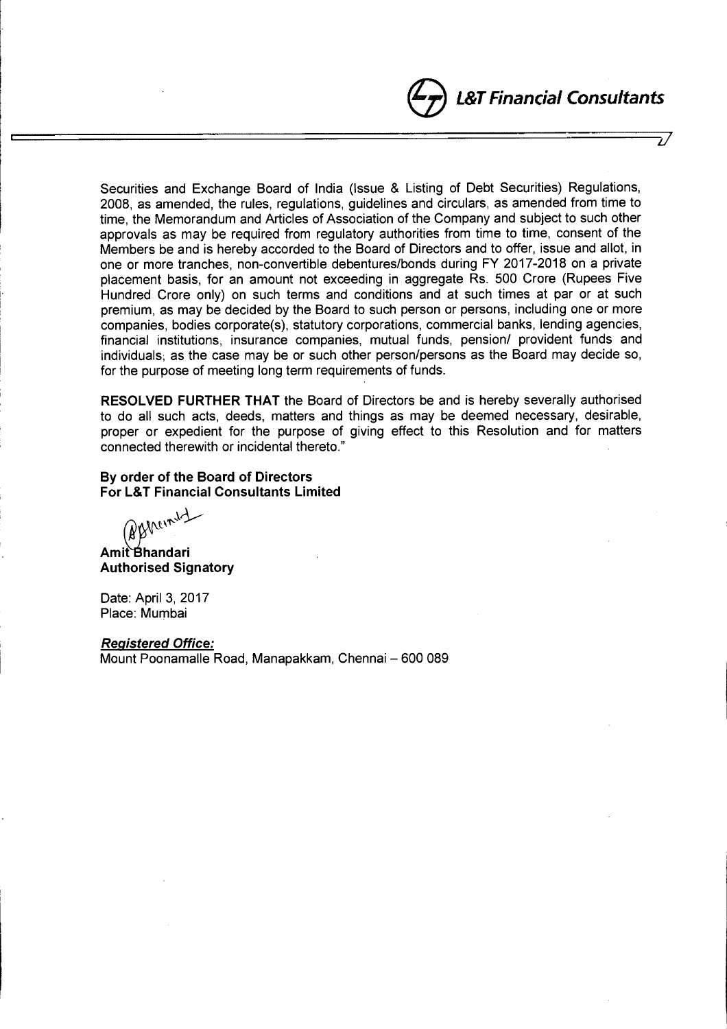Securities and Exchange Board of India (Issue & Listing of Debt Securities) Regulations, 2008, as amended, the rules, regulations, guidelines and circulars, as amended from time to time, the Memorandum and Articles of Association of the Company and subject to such other approvals as may be required from regulatory authorities from time to time, consent of the Members be and is hereby accorded to the Board of Directors and to offer, issue and allot, in one or more tranches, non-convertible debentures/bonds during FY 2017-2018 on a private placement basis, for an amount not exceeding in aggregate Rs. 500 Crore (Rupees Five Hundred Crore only) on such terms and conditions and at such times at par or at such premium, as may be decided by the Board to such person or persons, including one or more companies, bodies corporate(s), statutory corporations, commercial banks, lending agencies, financial institutions, insurance companies, mutual funds, pension/ provident funds and individuals, as the case may be or such other person/persons as the Board may decide so, for the purpose of meeting long term requirements of funds.

**RESOLVED FURTHER THAT** the Board of Directors be and is hereby severally authorised to do all such acts, deeds, matters and things as may be deemed necessary, desirable, proper or expedient for the purpose of giving effect to this Resolution and for matters connected therewith or incidental thereto."

**By order of the Board of Directors**
**For L&T Financial Consultants Limited**

**Amit Bhandari**
**Authorised Signatory**

Date: April 3, 2017
Place: Mumbai

***Registered Office:***
Mount Poonamalle Road, Manapakkam, Chennai – 600 089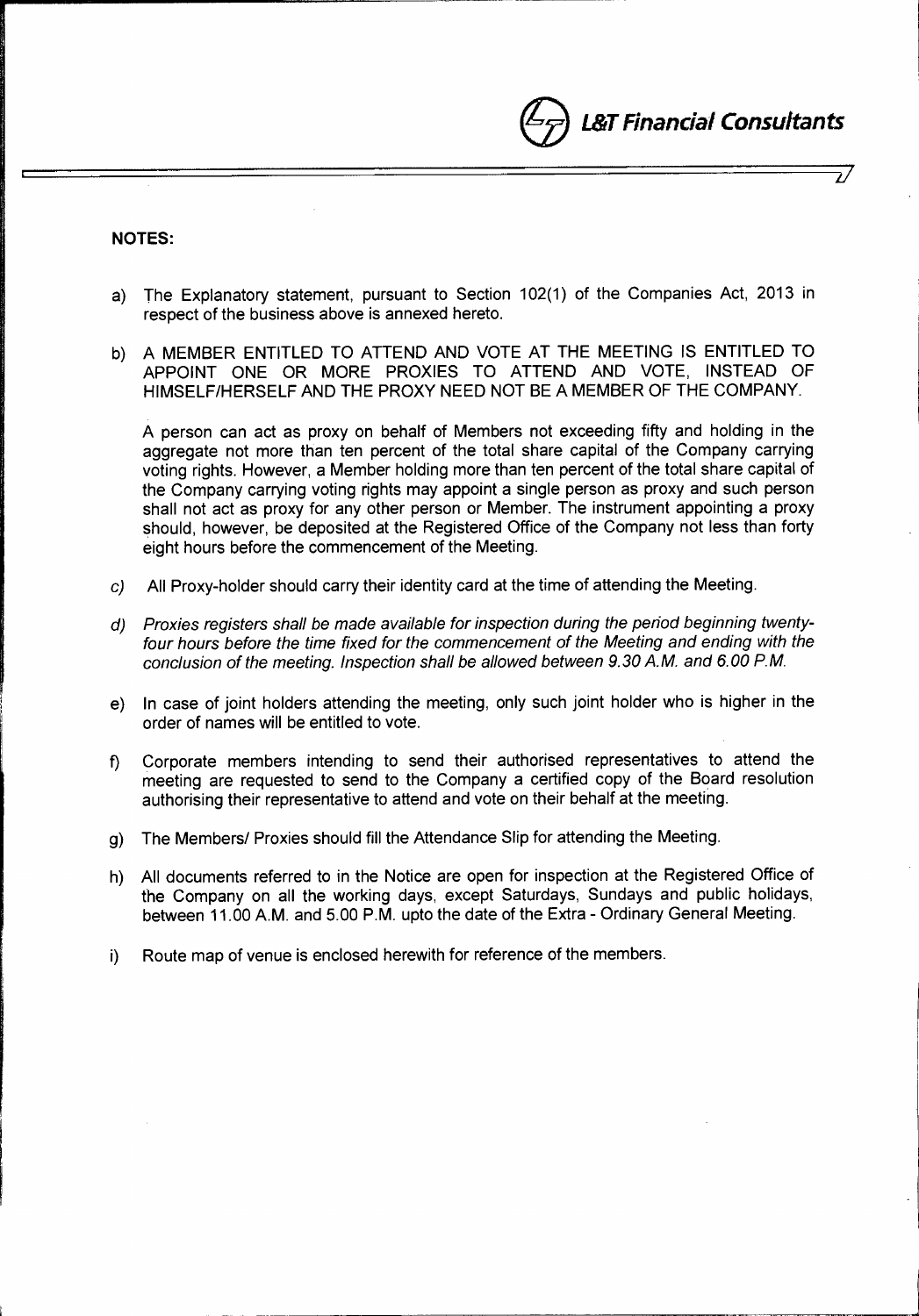## NOTES:

a) The Explanatory statement, pursuant to Section 102(1) of the Companies Act, 2013 in respect of the business above is annexed hereto.

b) A MEMBER ENTITLED TO ATTEND AND VOTE AT THE MEETING IS ENTITLED TO APPOINT ONE OR MORE PROXIES TO ATTEND AND VOTE, INSTEAD OF HIMSELF/HERSELF AND THE PROXY NEED NOT BE A MEMBER OF THE COMPANY.

   A person can act as proxy on behalf of Members not exceeding fifty and holding in the aggregate not more than ten percent of the total share capital of the Company carrying voting rights. However, a Member holding more than ten percent of the total share capital of the Company carrying voting rights may appoint a single person as proxy and such person shall not act as proxy for any other person or Member. The instrument appointing a proxy should, however, be deposited at the Registered Office of the Company not less than forty eight hours before the commencement of the Meeting.

c) All Proxy-holder should carry their identity card at the time of attending the Meeting.

d) *Proxies registers shall be made available for inspection during the period beginning twenty-four hours before the time fixed for the commencement of the Meeting and ending with the conclusion of the meeting. Inspection shall be allowed between 9.30 A.M. and 6.00 P.M.*

e) In case of joint holders attending the meeting, only such joint holder who is higher in the order of names will be entitled to vote.

f) Corporate members intending to send their authorised representatives to attend the meeting are requested to send to the Company a certified copy of the Board resolution authorising their representative to attend and vote on their behalf at the meeting.

g) The Members/ Proxies should fill the Attendance Slip for attending the Meeting.

h) All documents referred to in the Notice are open for inspection at the Registered Office of the Company on all the working days, except Saturdays, Sundays and public holidays, between 11.00 A.M. and 5.00 P.M. upto the date of the Extra - Ordinary General Meeting.

i) Route map of venue is enclosed herewith for reference of the members.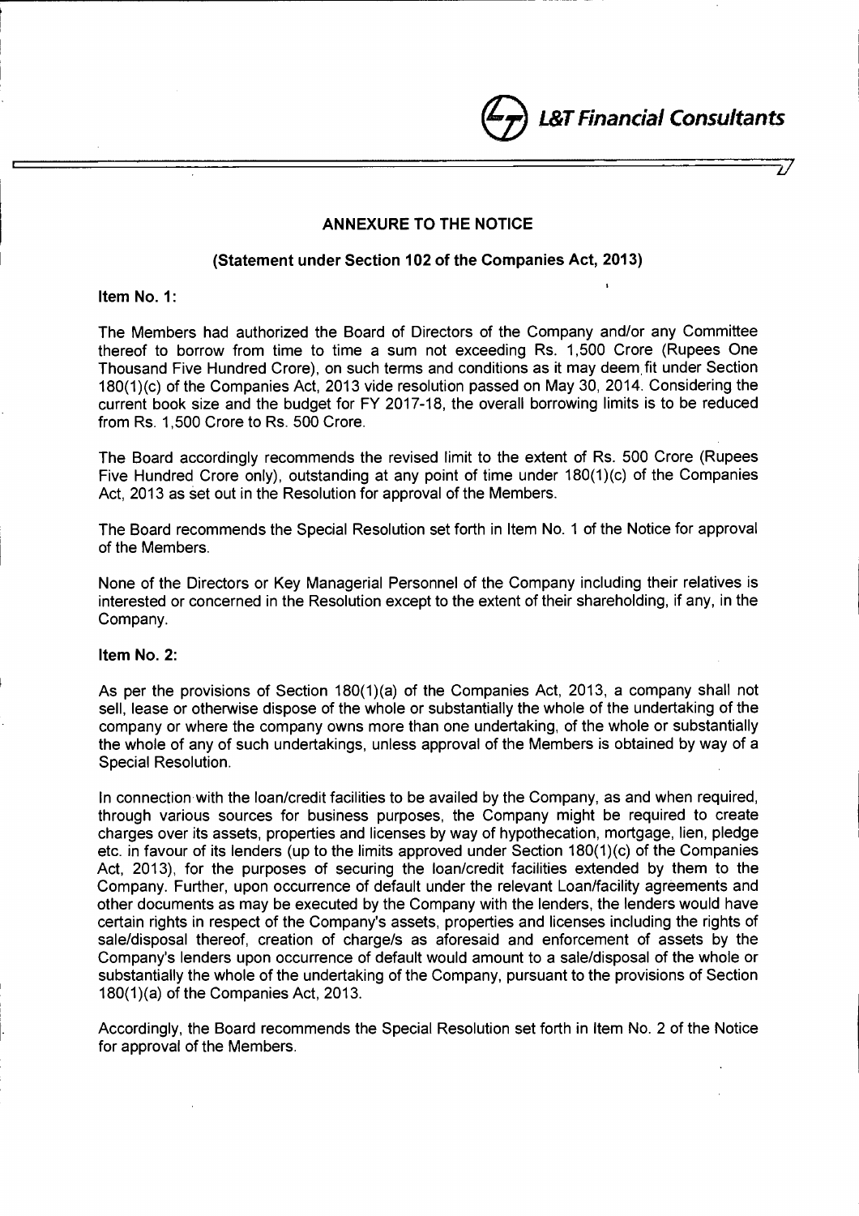## ANNEXURE TO THE NOTICE

### (Statement under Section 102 of the Companies Act, 2013)

**Item No. 1:**

The Members had authorized the Board of Directors of the Company and/or any Committee thereof to borrow from time to time a sum not exceeding Rs. 1,500 Crore (Rupees One Thousand Five Hundred Crore), on such terms and conditions as it may deem fit under Section 180(1)(c) of the Companies Act, 2013 vide resolution passed on May 30, 2014. Considering the current book size and the budget for FY 2017-18, the overall borrowing limits is to be reduced from Rs. 1,500 Crore to Rs. 500 Crore.

The Board accordingly recommends the revised limit to the extent of Rs. 500 Crore (Rupees Five Hundred Crore only), outstanding at any point of time under 180(1)(c) of the Companies Act, 2013 as set out in the Resolution for approval of the Members.

The Board recommends the Special Resolution set forth in Item No. 1 of the Notice for approval of the Members.

None of the Directors or Key Managerial Personnel of the Company including their relatives is interested or concerned in the Resolution except to the extent of their shareholding, if any, in the Company.

**Item No. 2:**

As per the provisions of Section 180(1)(a) of the Companies Act, 2013, a company shall not sell, lease or otherwise dispose of the whole or substantially the whole of the undertaking of the company or where the company owns more than one undertaking, of the whole or substantially the whole of any of such undertakings, unless approval of the Members is obtained by way of a Special Resolution.

In connection with the loan/credit facilities to be availed by the Company, as and when required, through various sources for business purposes, the Company might be required to create charges over its assets, properties and licenses by way of hypothecation, mortgage, lien, pledge etc. in favour of its lenders (up to the limits approved under Section 180(1)(c) of the Companies Act, 2013), for the purposes of securing the loan/credit facilities extended by them to the Company. Further, upon occurrence of default under the relevant Loan/facility agreements and other documents as may be executed by the Company with the lenders, the lenders would have certain rights in respect of the Company's assets, properties and licenses including the rights of sale/disposal thereof, creation of charge/s as aforesaid and enforcement of assets by the Company's lenders upon occurrence of default would amount to a sale/disposal of the whole or substantially the whole of the undertaking of the Company, pursuant to the provisions of Section 180(1)(a) of the Companies Act, 2013.

Accordingly, the Board recommends the Special Resolution set forth in Item No. 2 of the Notice for approval of the Members.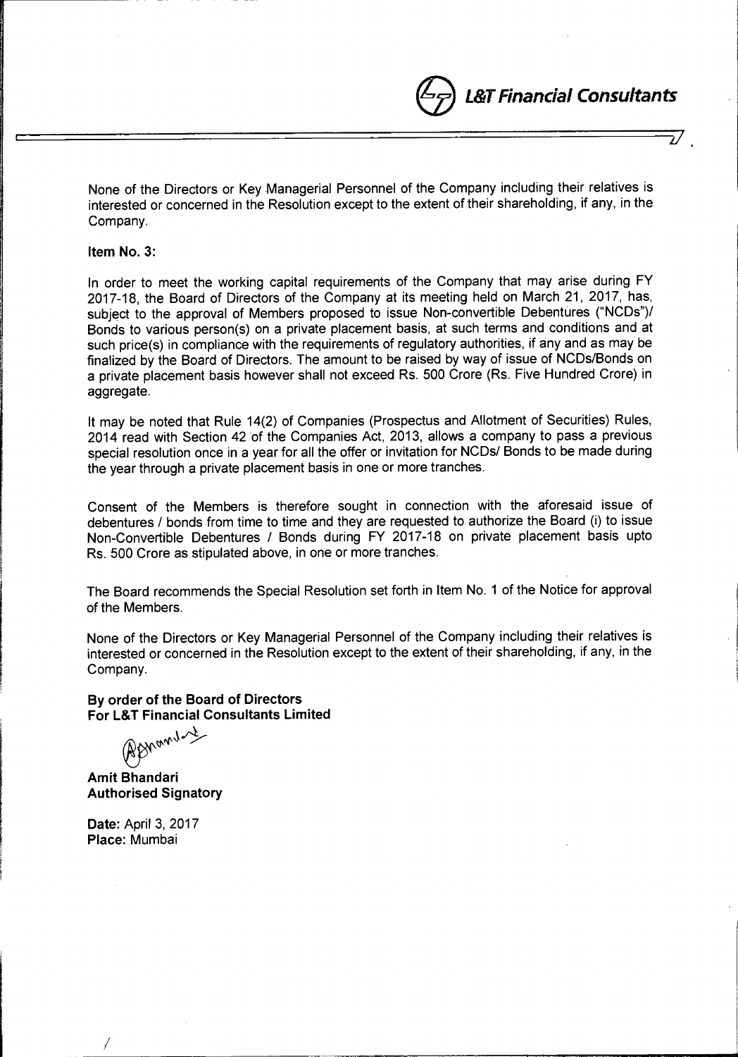None of the Directors or Key Managerial Personnel of the Company including their relatives is interested or concerned in the Resolution except to the extent of their shareholding, if any, in the Company.

**Item No. 3:**

In order to meet the working capital requirements of the Company that may arise during FY 2017-18, the Board of Directors of the Company at its meeting held on March 21, 2017, has, subject to the approval of Members proposed to issue Non-convertible Debentures ("NCDs")/ Bonds to various person(s) on a private placement basis, at such terms and conditions and at such price(s) in compliance with the requirements of regulatory authorities, if any and as may be finalized by the Board of Directors. The amount to be raised by way of issue of NCDs/Bonds on a private placement basis however shall not exceed Rs. 500 Crore (Rs. Five Hundred Crore) in aggregate.

It may be noted that Rule 14(2) of Companies (Prospectus and Allotment of Securities) Rules, 2014 read with Section 42 of the Companies Act, 2013, allows a company to pass a previous special resolution once in a year for all the offer or invitation for NCDs/ Bonds to be made during the year through a private placement basis in one or more tranches.

Consent of the Members is therefore sought in connection with the aforesaid issue of debentures / bonds from time to time and they are requested to authorize the Board (i) to issue Non-Convertible Debentures / Bonds during FY 2017-18 on private placement basis upto Rs. 500 Crore as stipulated above, in one or more tranches.

The Board recommends the Special Resolution set forth in Item No. 1 of the Notice for approval of the Members.

None of the Directors or Key Managerial Personnel of the Company including their relatives is interested or concerned in the Resolution except to the extent of their shareholding, if any, in the Company.

**By order of the Board of Directors**
**For L&T Financial Consultants Limited**

**Amit Bhandari**
**Authorised Signatory**

**Date:** April 3, 2017
**Place:** Mumbai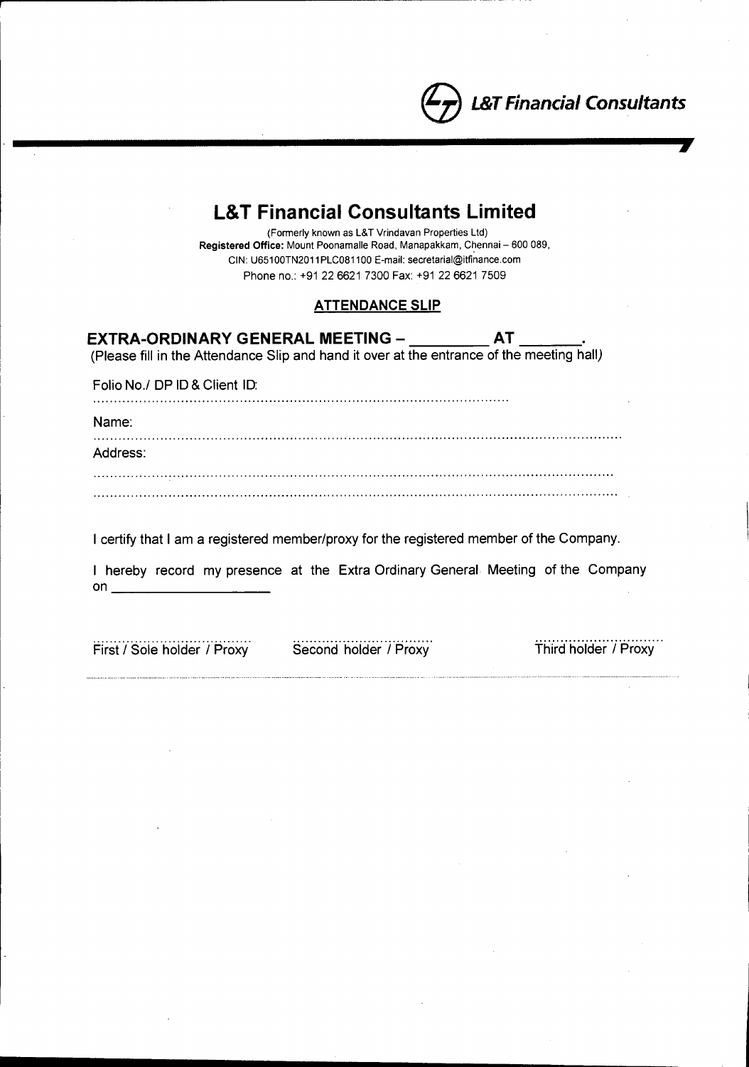# L&T Financial Consultants Limited

(Formerly known as L&T Vrindavan Properties Ltd)
**Registered Office:** Mount Poonamalle Road, Manapakkam, Chennai – 600 089,
CIN: U65100TN2011PLC081100 E-mail: secretarial@ltfinance.com
Phone no.: +91 22 6621 7300 Fax: +91 22 6621 7509

## ATTENDANCE SLIP

**EXTRA-ORDINARY GENERAL MEETING – \_\_\_\_\_\_\_\_\_ AT \_\_\_\_\_\_\_.**

(Please fill in the Attendance Slip and hand it over at the entrance of the meeting hall)

Folio No./ DP ID & Client ID:

.................................................................................................

Name:

.................................................................................................................

Address:

.................................................................................................................

.................................................................................................................

I certify that I am a registered member/proxy for the registered member of the Company.

I hereby record my presence at the Extra Ordinary General Meeting of the Company on \_\_\_\_\_\_\_\_\_\_\_\_\_\_\_\_\_\_\_\_

| ................................ | ................................ | ................................ |
|---|---|---|
| First / Sole holder / Proxy | Second holder / Proxy | Third holder / Proxy |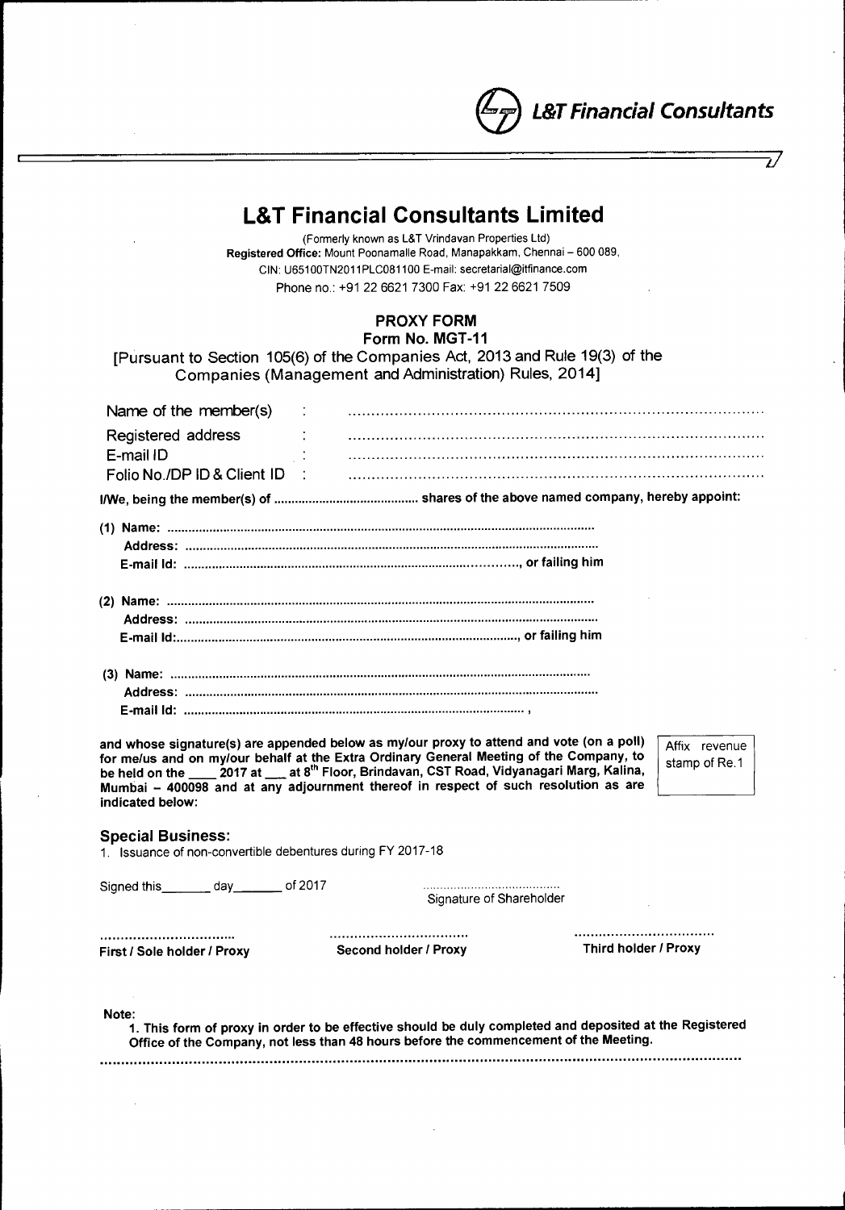**L&T Financial Consultants**

# L&T Financial Consultants Limited

(Formerly known as L&T Vrindavan Properties Ltd)
**Registered Office:** Mount Poonamalle Road, Manapakkam, Chennai – 600 089,
CIN: U65100TN2011PLC081100 E-mail: secretarial@ltfinance.com
Phone no.: +91 22 6621 7300 Fax: +91 22 6621 7509

## PROXY FORM
### Form No. MGT-11

[Pursuant to Section 105(6) of the Companies Act, 2013 and Rule 19(3) of the Companies (Management and Administration) Rules, 2014]

Name of the member(s) : ..........................................................................................

Registered address : ..........................................................................................

E-mail ID : ..........................................................................................

Folio No./DP ID & Client ID : ..........................................................................................

**I/We, being the member(s) of ......................................... shares of the above named company, hereby appoint:**

**(1) Name: ..........................................................................................................**
**Address: ..........................................................................................................**
**E-mail Id: ..........................................................................................., or failing him**

**(2) Name: ..........................................................................................................**
**Address: ..........................................................................................................**
**E-mail Id: ..........................................................................................., or failing him**

**(3) Name: ..........................................................................................................**
**Address: ..........................................................................................................**
**E-mail Id: ...........................................................................................,**

**and whose signature(s) are appended below as my/our proxy to attend and vote (on a poll) for me/us and on my/our behalf at the Extra Ordinary General Meeting of the Company, to be held on the ____ 2017 at ___ at 8th Floor, Brindavan, CST Road, Vidyanagari Marg, Kalina, Mumbai – 400098 and at any adjournment thereof in respect of such resolution as are indicated below:**

Affix revenue stamp of Re.1

### Special Business:

1. Issuance of non-convertible debentures during FY 2017-18

Signed this_______ day_______ of 2017

........................................
Signature of Shareholder

| ................................. | ................................. | ................................. |
|---|---|---|
| **First / Sole holder / Proxy** | **Second holder / Proxy** | **Third holder / Proxy** |

**Note:**

**1. This form of proxy in order to be effective should be duly completed and deposited at the Registered Office of the Company, not less than 48 hours before the commencement of the Meeting.**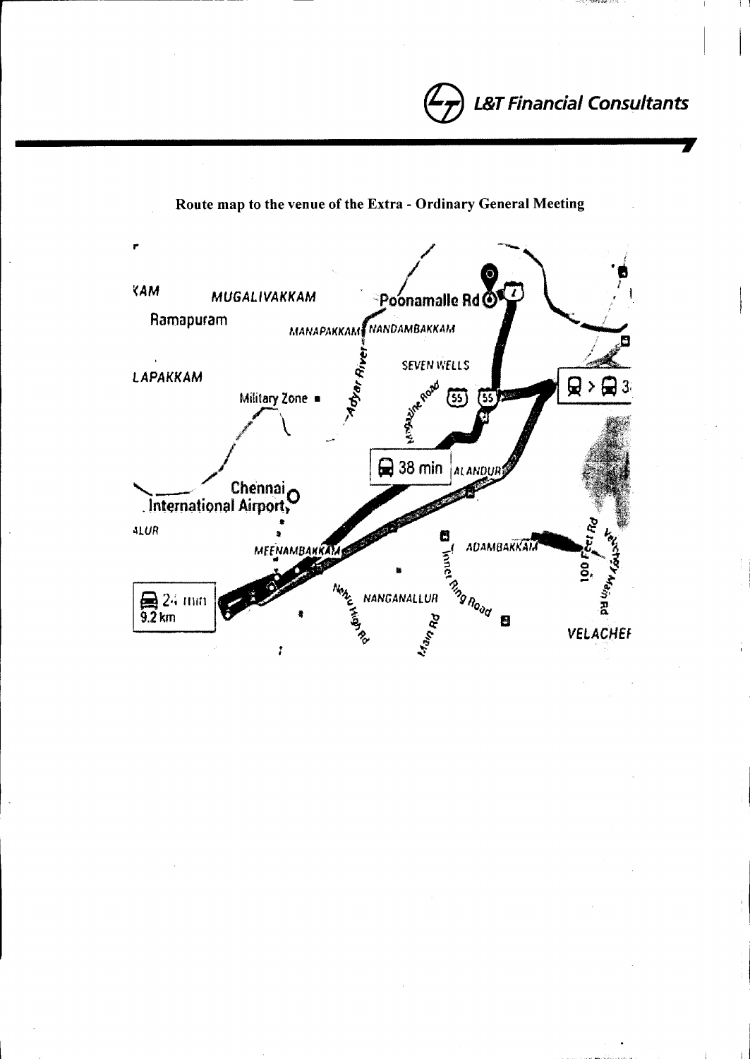## Route map to the venue of the Extra - Ordinary General Meeting

KAM
MUGALIVAKKAM
Poonamalle Rd
Ramapuram
MANAPAKKAM
NANDAMBAKKAM
SEVEN WELLS
LAPAKKAM
Military Zone
Adyar River
Magazine Road
55
55
38 min
ALANDUR
Chennai International Airport
ALUR
MEENAMBAKKAM
ADAMBAKKAM
Inner Ring Road
100 Feet Rd
Velachery Main Rd
24 min
9.2 km
NANGANALLUR
Nehru High Rd
Main Rd
VELACHEF